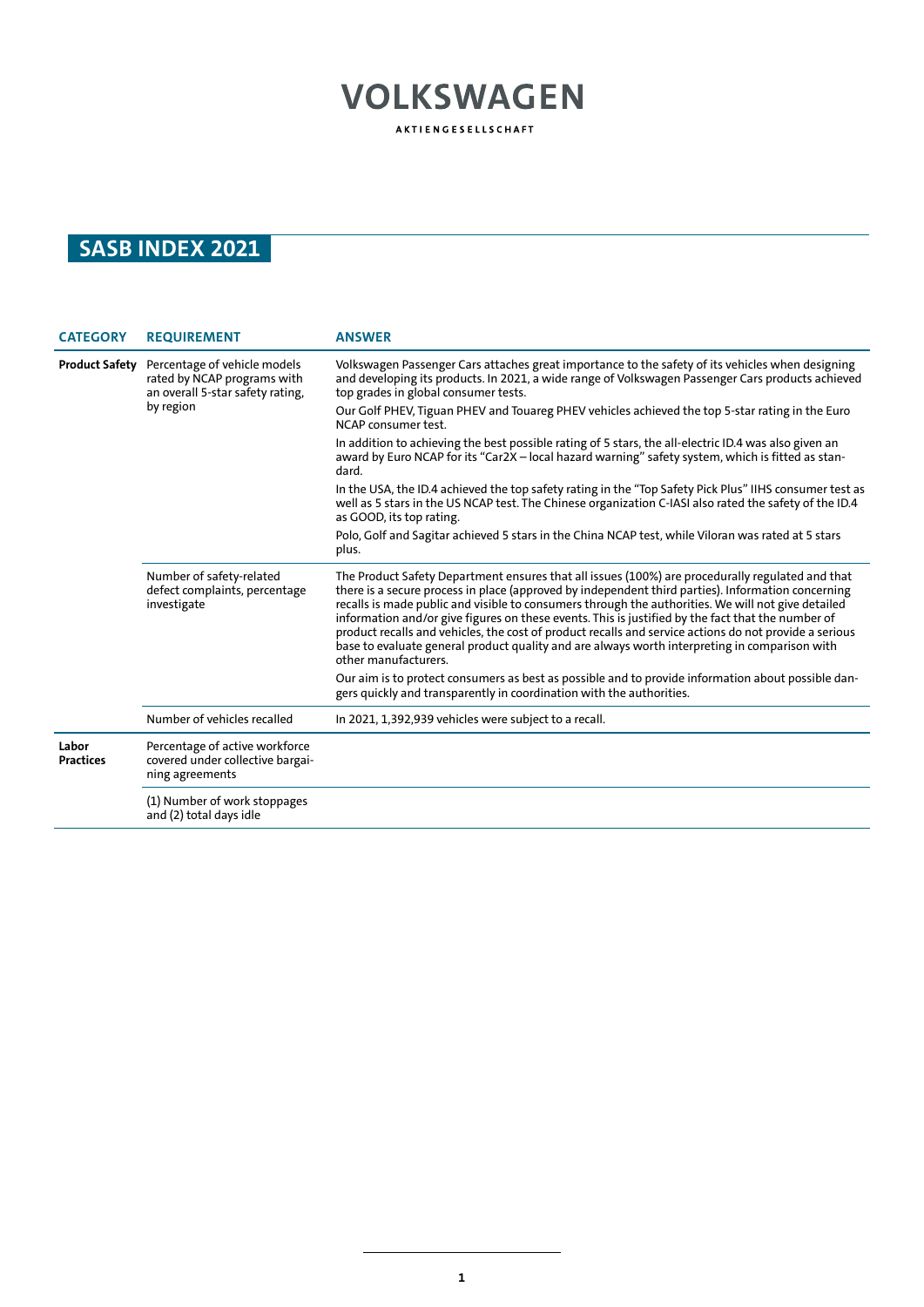VOLKSWAGEN

AKTIENGESELLSCHAFT

# SASB INDEX 2021

| CATEGORY | REQUIREMENT | ANSWER |
| --- | --- | --- |
| **Product Safety** | Percentage of vehicle models rated by NCAP programs with an overall 5-star safety rating, by region | Volkswagen Passenger Cars attaches great importance to the safety of its vehicles when designing and developing its products. In 2021, a wide range of Volkswagen Passenger Cars products achieved top grades in global consumer tests.<br><br>Our Golf PHEV, Tiguan PHEV and Touareg PHEV vehicles achieved the top 5-star rating in the Euro NCAP consumer test.<br><br>In addition to achieving the best possible rating of 5 stars, the all-electric ID.4 was also given an award by Euro NCAP for its “Car2X – local hazard warning” safety system, which is fitted as standard.<br><br>In the USA, the ID.4 achieved the top safety rating in the “Top Safety Pick Plus” IIHS consumer test as well as 5 stars in the US NCAP test. The Chinese organization C-IASI also rated the safety of the ID.4 as GOOD, its top rating.<br><br>Polo, Golf and Sagitar achieved 5 stars in the China NCAP test, while Viloran was rated at 5 stars plus. |
| | Number of safety-related defect complaints, percentage investigate | The Product Safety Department ensures that all issues (100%) are procedurally regulated and that there is a secure process in place (approved by independent third parties). Information concerning recalls is made public and visible to consumers through the authorities. We will not give detailed information and/or give figures on these events. This is justified by the fact that the number of product recalls and vehicles, the cost of product recalls and service actions do not provide a serious base to evaluate general product quality and are always worth interpreting in comparison with other manufacturers.<br><br>Our aim is to protect consumers as best as possible and to provide information about possible dangers quickly and transparently in coordination with the authorities. |
| | Number of vehicles recalled | In 2021, 1,392,939 vehicles were subject to a recall. |
| **Labor Practices** | Percentage of active workforce covered under collective bargaining agreements | |
| | (1) Number of work stoppages and (2) total days idle | |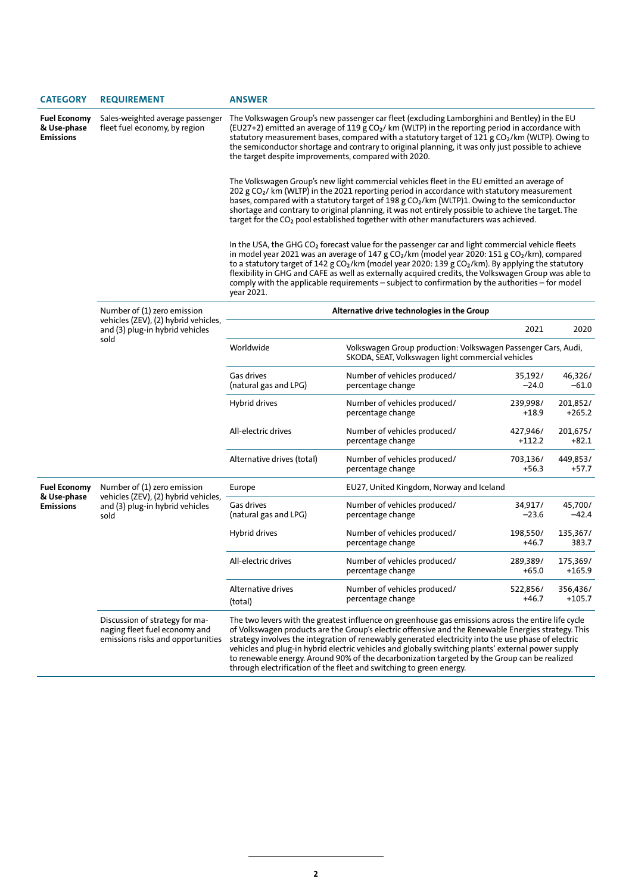| CATEGORY | REQUIREMENT | ANSWER | | | |
|---|---|---|---|---|---|
| **Fuel Economy & Use-phase Emissions** | Sales-weighted average passenger fleet fuel economy, by region | The Volkswagen Group's new passenger car fleet (excluding Lamborghini and Bentley) in the EU (EU27+2) emitted an average of 119 g $CO_2$/ km (WLTP) in the reporting period in accordance with statutory measurement bases, compared with a statutory target of 121 g $CO_2$/km (WLTP). Owing to the semiconductor shortage and contrary to original planning, it was only just possible to achieve the target despite improvements, compared with 2020.<br><br>The Volkswagen Group's new light commercial vehicles fleet in the EU emitted an average of 202 g $CO_2$/ km (WLTP) in the 2021 reporting period in accordance with statutory measurement bases, compared with a statutory target of 198 g $CO_2$/km (WLTP)1. Owing to the semiconductor shortage and contrary to original planning, it was not entirely possible to achieve the target. The target for the $CO_2$ pool established together with other manufacturers was achieved.<br><br>In the USA, the GHG $CO_2$ forecast value for the passenger car and light commercial vehicle fleets in model year 2021 was an average of 147 g $CO_2$/km (model year 2020: 151 g $CO_2$/km), compared to a statutory target of 142 g $CO_2$/km (model year 2020: 139 g $CO_2$/km). By applying the statutory flexibility in GHG and CAFE as well as externally acquired credits, the Volkswagen Group was able to comply with the applicable requirements – subject to confirmation by the authorities – for model year 2021. | | | |
| | Number of (1) zero emission vehicles (ZEV), (2) hybrid vehicles, and (3) plug-in hybrid vehicles sold | **Alternative drive technologies in the Group** | | | |
| | | | | 2021 | 2020 |
| | | Worldwide | Volkswagen Group production: Volkswagen Passenger Cars, Audi, SKODA, SEAT, Volkswagen light commercial vehicles | | |
| | | Gas drives (natural gas and LPG) | Number of vehicles produced/ percentage change | 35,192/ –24.0 | 46,326/ –61.0 |
| | | Hybrid drives | Number of vehicles produced/ percentage change | 239,998/ +18.9 | 201,852/ +265.2 |
| | | All-electric drives | Number of vehicles produced/ percentage change | 427,946/ +112.2 | 201,675/ +82.1 |
| | | Alternative drives (total) | Number of vehicles produced/ percentage change | 703,136/ +56.3 | 449,853/ +57.7 |
| **Fuel Economy & Use-phase Emissions** | Number of (1) zero emission vehicles (ZEV), (2) hybrid vehicles, and (3) plug-in hybrid vehicles sold | Europe | EU27, United Kingdom, Norway and Iceland | | |
| | | Gas drives (natural gas and LPG) | Number of vehicles produced/ percentage change | 34,917/ –23.6 | 45,700/ –42.4 |
| | | Hybrid drives | Number of vehicles produced/ percentage change | 198,550/ +46.7 | 135,367/ 383.7 |
| | | All-electric drives | Number of vehicles produced/ percentage change | 289,389/ +65.0 | 175,369/ +165.9 |
| | | Alternative drives (total) | Number of vehicles produced/ percentage change | 522,856/ +46.7 | 356,436/ +105.7 |
| | Discussion of strategy for managing fleet fuel economy and emissions risks and opportunities | The two levers with the greatest influence on greenhouse gas emissions across the entire life cycle of Volkswagen products are the Group's electric offensive and the Renewable Energies strategy. This strategy involves the integration of renewably generated electricity into the use phase of electric vehicles and plug-in hybrid electric vehicles and globally switching plants' external power supply to renewable energy. Around 90% of the decarbonization targeted by the Group can be realized through electrification of the fleet and switching to green energy. | | | |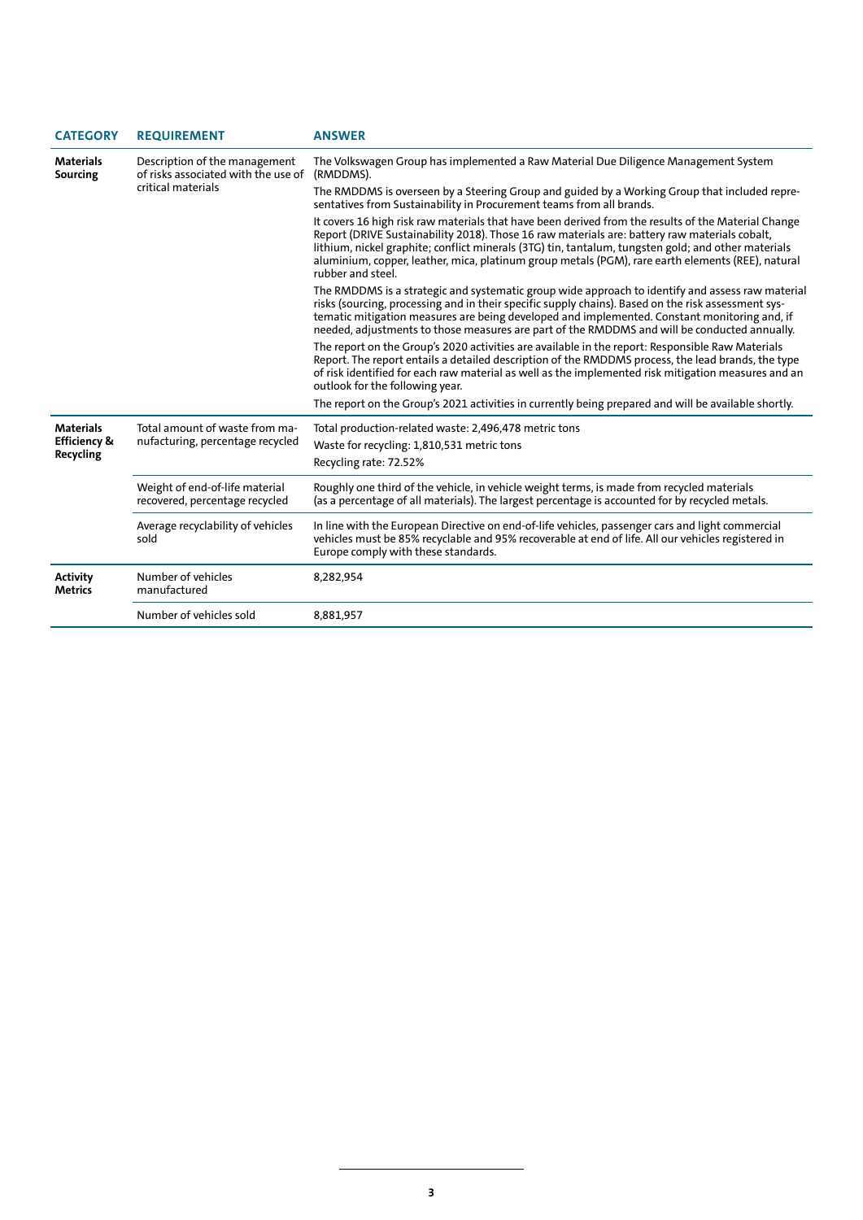| CATEGORY | REQUIREMENT | ANSWER |
|---|---|---|
| **Materials Sourcing** | Description of the management of risks associated with the use of critical materials | The Volkswagen Group has implemented a Raw Material Due Diligence Management System (RMDDMS).<br><br>The RMDDMS is overseen by a Steering Group and guided by a Working Group that included representatives from Sustainability in Procurement teams from all brands.<br><br>It covers 16 high risk raw materials that have been derived from the results of the Material Change Report (DRIVE Sustainability 2018). Those 16 raw materials are: battery raw materials cobalt, lithium, nickel graphite; conflict minerals (3TG) tin, tantalum, tungsten gold; and other materials aluminium, copper, leather, mica, platinum group metals (PGM), rare earth elements (REE), natural rubber and steel.<br><br>The RMDDMS is a strategic and systematic group wide approach to identify and assess raw material risks (sourcing, processing and in their specific supply chains). Based on the risk assessment systematic mitigation measures are being developed and implemented. Constant monitoring and, if needed, adjustments to those measures are part of the RMDDMS and will be conducted annually.<br><br>The report on the Group's 2020 activities are available in the report: Responsible Raw Materials Report. The report entails a detailed description of the RMDDMS process, the lead brands, the type of risk identified for each raw material as well as the implemented risk mitigation measures and an outlook for the following year.<br><br>The report on the Group's 2021 activities in currently being prepared and will be available shortly. |
| **Materials Efficiency & Recycling** | Total amount of waste from manufacturing, percentage recycled | Total production-related waste: 2,496,478 metric tons<br><br>Waste for recycling: 1,810,531 metric tons<br><br>Recycling rate: 72.52% |
| | Weight of end-of-life material recovered, percentage recycled | Roughly one third of the vehicle, in vehicle weight terms, is made from recycled materials (as a percentage of all materials). The largest percentage is accounted for by recycled metals. |
| | Average recyclability of vehicles sold | In line with the European Directive on end-of-life vehicles, passenger cars and light commercial vehicles must be 85% recyclable and 95% recoverable at end of life. All our vehicles registered in Europe comply with these standards. |
| **Activity Metrics** | Number of vehicles manufactured | 8,282,954 |
| | Number of vehicles sold | 8,881,957 |